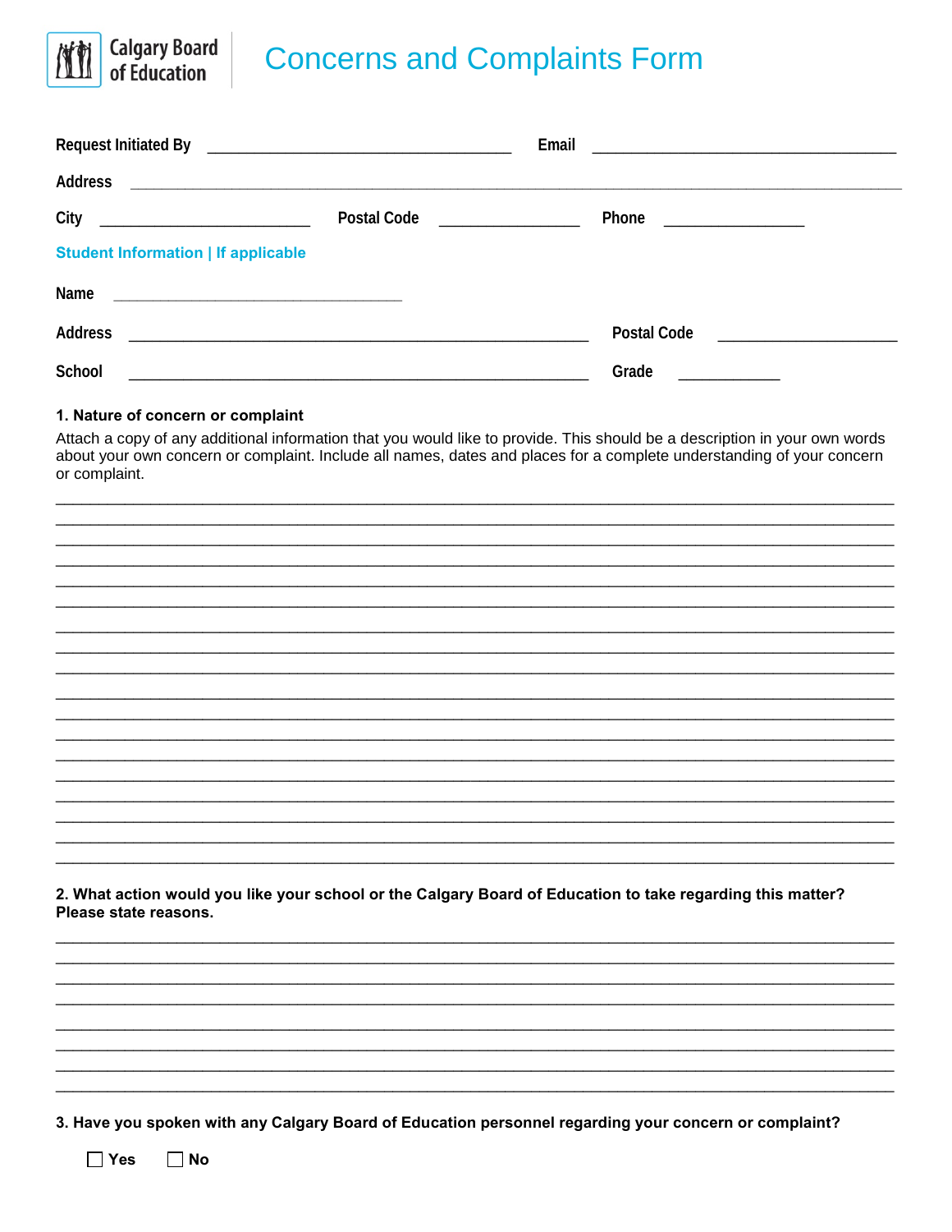Calgary Board of Education

# Concerns and Complaints Form

Request Initiated By ______________________ Email ______________________

Address ____________________________________________

City ______________ Postal Code ____________ Phone ____________

## Student Information | If applicable

Name ______________________

Address ______________________________ Postal Code ______________

School ______________________________ Grade __________

**1. Nature of concern or complaint**

Attach a copy of any additional information that you would like to provide. This should be a description in your own words about your own concern or complaint. Include all names, dates and places for a complete understanding of your concern or complaint.

___________________________________________________________________________
___________________________________________________________________________
___________________________________________________________________________
___________________________________________________________________________
___________________________________________________________________________
___________________________________________________________________________
___________________________________________________________________________
___________________________________________________________________________
___________________________________________________________________________
___________________________________________________________________________
___________________________________________________________________________
___________________________________________________________________________
___________________________________________________________________________
___________________________________________________________________________
___________________________________________________________________________
___________________________________________________________________________
___________________________________________________________________________
___________________________________________________________________________

**2. What action would you like your school or the Calgary Board of Education to take regarding this matter? Please state reasons.**

___________________________________________________________________________
___________________________________________________________________________
___________________________________________________________________________
___________________________________________________________________________
___________________________________________________________________________
___________________________________________________________________________
___________________________________________________________________________
___________________________________________________________________________

**3. Have you spoken with any Calgary Board of Education personnel regarding your concern or complaint?**

☐ Yes ☐ No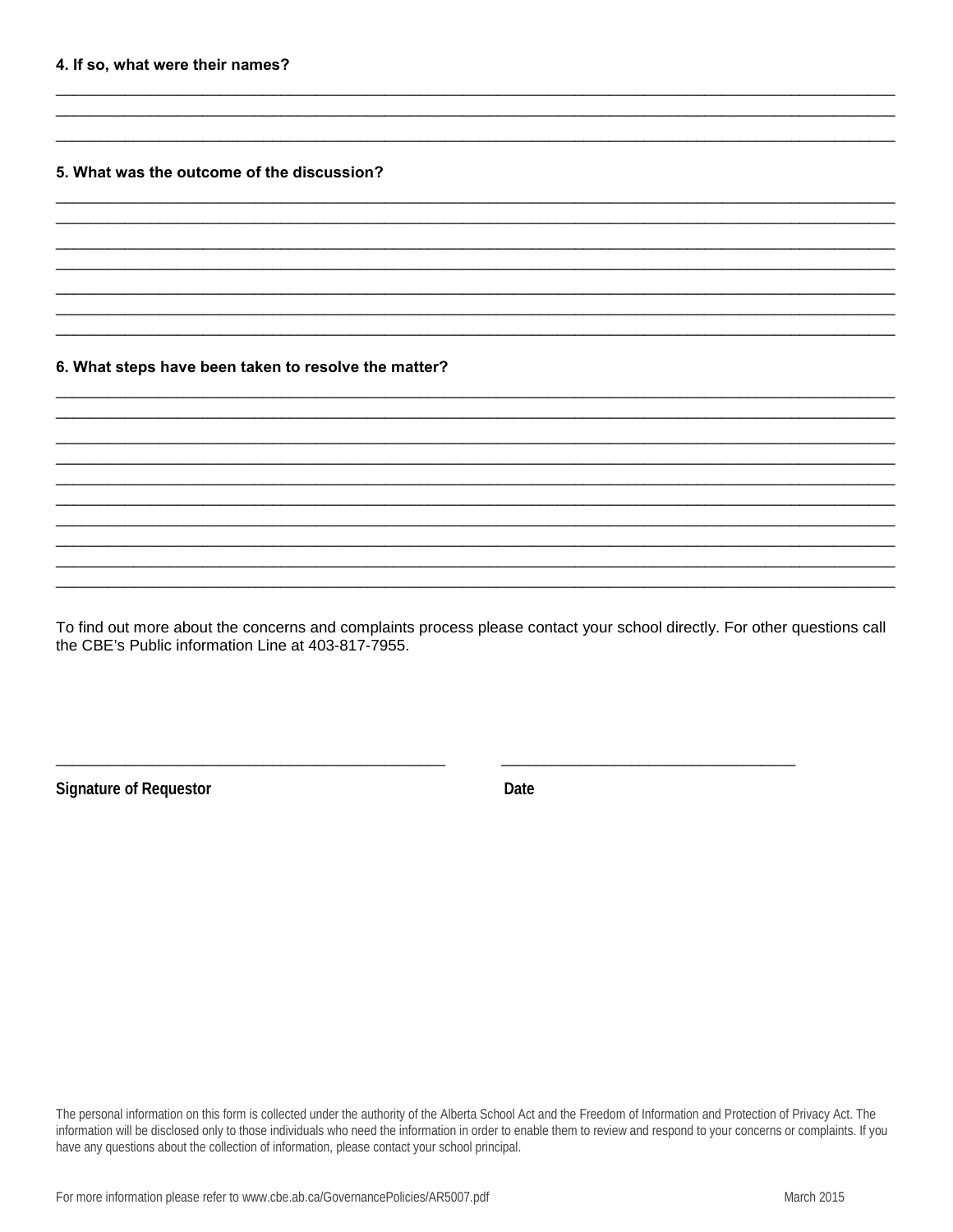**4. If so, what were their names?**

______________________________________________________________________________

______________________________________________________________________________

______________________________________________________________________________

**5. What was the outcome of the discussion?**

______________________________________________________________________________

______________________________________________________________________________

______________________________________________________________________________

______________________________________________________________________________

______________________________________________________________________________

______________________________________________________________________________

______________________________________________________________________________

**6. What steps have been taken to resolve the matter?**

______________________________________________________________________________

______________________________________________________________________________

______________________________________________________________________________

______________________________________________________________________________

______________________________________________________________________________

______________________________________________________________________________

______________________________________________________________________________

______________________________________________________________________________

______________________________________________________________________________

______________________________________________________________________________

To find out more about the concerns and complaints process please contact your school directly. For other questions call the CBE's Public information Line at 403-817-7955.

______________________________________ ______________________________

**Signature of Requestor** **Date**

The personal information on this form is collected under the authority of the Alberta School Act and the Freedom of Information and Protection of Privacy Act. The information will be disclosed only to those individuals who need the information in order to enable them to review and respond to your concerns or complaints. If you have any questions about the collection of information, please contact your school principal.

For more information please refer to www.cbe.ab.ca/GovernancePolicies/AR5007.pdf

March 2015